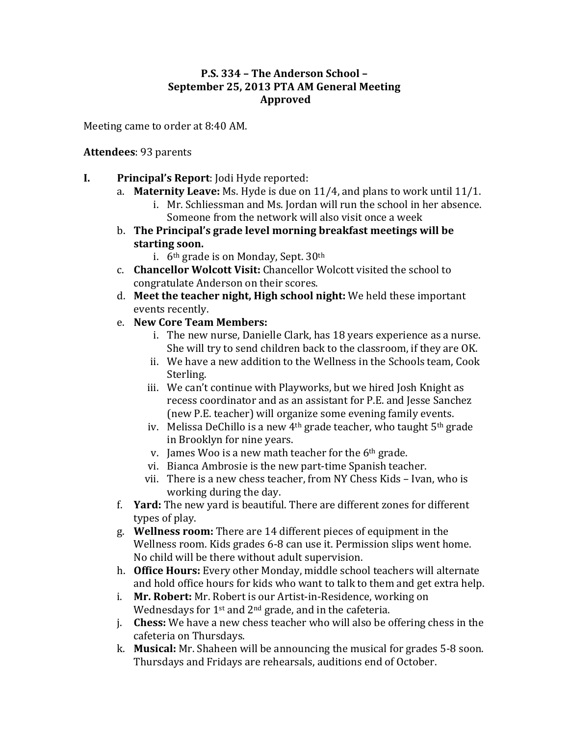**P.S. 334 – The Anderson School –**
**September 25, 2013 PTA AM General Meeting**
**Approved**

Meeting came to order at 8:40 AM.

**Attendees**: 93 parents

I. **Principal's Report**: Jodi Hyde reported:
   a. **Maternity Leave:** Ms. Hyde is due on 11/4, and plans to work until 11/1.
      i. Mr. Schliessman and Ms. Jordan will run the school in her absence. Someone from the network will also visit once a week
   b. **The Principal's grade level morning breakfast meetings will be starting soon.**
      i. 6th grade is on Monday, Sept. 30th
   c. **Chancellor Wolcott Visit:** Chancellor Wolcott visited the school to congratulate Anderson on their scores.
   d. **Meet the teacher night, High school night:** We held these important events recently.
   e. **New Core Team Members:**
      i. The new nurse, Danielle Clark, has 18 years experience as a nurse. She will try to send children back to the classroom, if they are OK.
      ii. We have a new addition to the Wellness in the Schools team, Cook Sterling.
      iii. We can't continue with Playworks, but we hired Josh Knight as recess coordinator and as an assistant for P.E. and Jesse Sanchez (new P.E. teacher) will organize some evening family events.
      iv. Melissa DeChillo is a new 4th grade teacher, who taught 5th grade in Brooklyn for nine years.
      v. James Woo is a new math teacher for the 6th grade.
      vi. Bianca Ambrosie is the new part-time Spanish teacher.
      vii. There is a new chess teacher, from NY Chess Kids – Ivan, who is working during the day.
   f. **Yard:** The new yard is beautiful. There are different zones for different types of play.
   g. **Wellness room:** There are 14 different pieces of equipment in the Wellness room. Kids grades 6-8 can use it. Permission slips went home. No child will be there without adult supervision.
   h. **Office Hours:** Every other Monday, middle school teachers will alternate and hold office hours for kids who want to talk to them and get extra help.
   i. **Mr. Robert:** Mr. Robert is our Artist-in-Residence, working on Wednesdays for 1st and 2nd grade, and in the cafeteria.
   j. **Chess:** We have a new chess teacher who will also be offering chess in the cafeteria on Thursdays.
   k. **Musical:** Mr. Shaheen will be announcing the musical for grades 5-8 soon. Thursdays and Fridays are rehearsals, auditions end of October.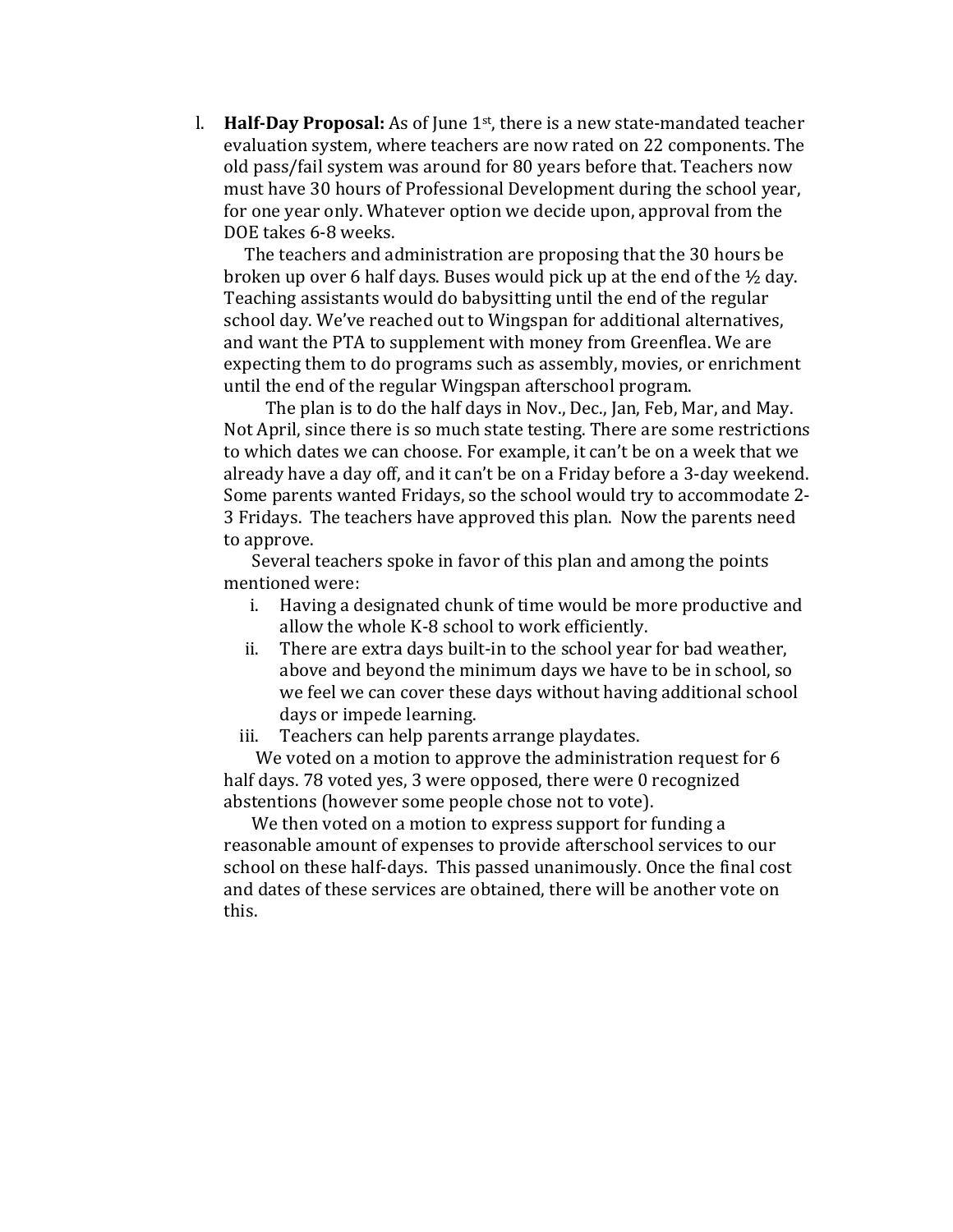l. **Half-Day Proposal:** As of June 1st, there is a new state-mandated teacher evaluation system, where teachers are now rated on 22 components. The old pass/fail system was around for 80 years before that. Teachers now must have 30 hours of Professional Development during the school year, for one year only. Whatever option we decide upon, approval from the DOE takes 6-8 weeks.

The teachers and administration are proposing that the 30 hours be broken up over 6 half days. Buses would pick up at the end of the ½ day. Teaching assistants would do babysitting until the end of the regular school day. We've reached out to Wingspan for additional alternatives, and want the PTA to supplement with money from Greenflea. We are expecting them to do programs such as assembly, movies, or enrichment until the end of the regular Wingspan afterschool program.

The plan is to do the half days in Nov., Dec., Jan, Feb, Mar, and May. Not April, since there is so much state testing. There are some restrictions to which dates we can choose. For example, it can't be on a week that we already have a day off, and it can't be on a Friday before a 3-day weekend. Some parents wanted Fridays, so the school would try to accommodate 2-3 Fridays. The teachers have approved this plan. Now the parents need to approve.

Several teachers spoke in favor of this plan and among the points mentioned were:

i. Having a designated chunk of time would be more productive and allow the whole K-8 school to work efficiently.
ii. There are extra days built-in to the school year for bad weather, above and beyond the minimum days we have to be in school, so we feel we can cover these days without having additional school days or impede learning.
iii. Teachers can help parents arrange playdates.

We voted on a motion to approve the administration request for 6 half days. 78 voted yes, 3 were opposed, there were 0 recognized abstentions (however some people chose not to vote).

We then voted on a motion to express support for funding a reasonable amount of expenses to provide afterschool services to our school on these half-days. This passed unanimously. Once the final cost and dates of these services are obtained, there will be another vote on this.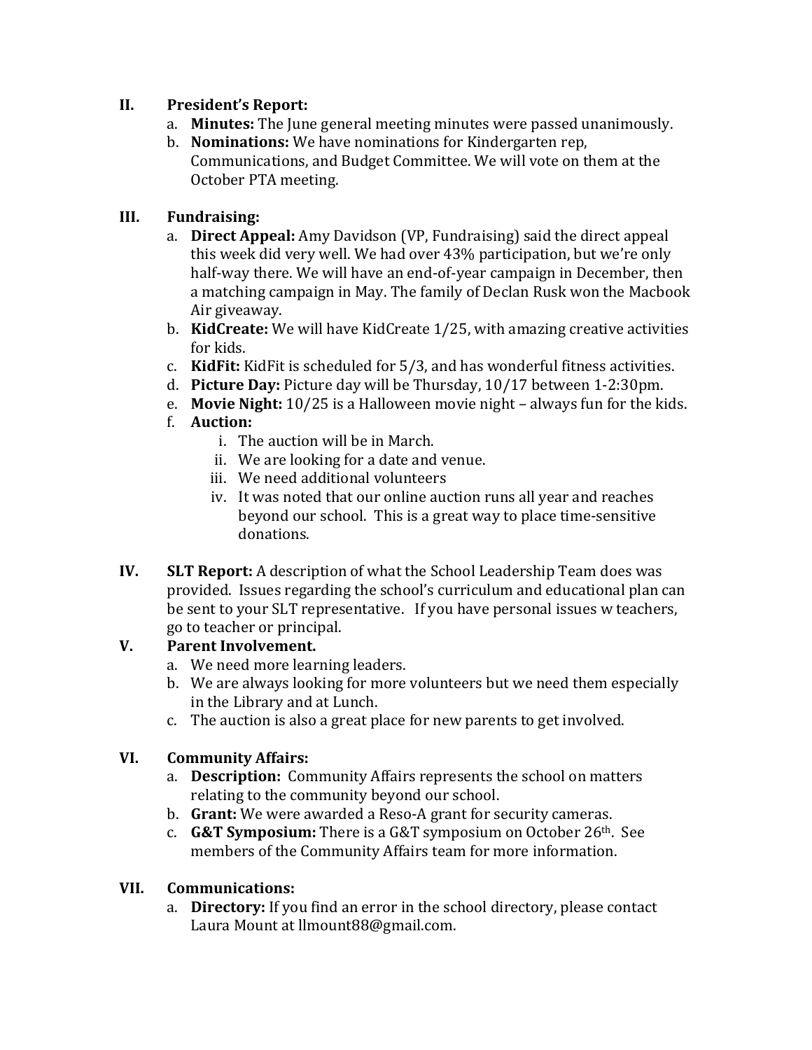## II. President's Report:

a. **Minutes:** The June general meeting minutes were passed unanimously.

b. **Nominations:** We have nominations for Kindergarten rep, Communications, and Budget Committee. We will vote on them at the October PTA meeting.

## III. Fundraising:

a. **Direct Appeal:** Amy Davidson (VP, Fundraising) said the direct appeal this week did very well. We had over 43% participation, but we're only half-way there. We will have an end-of-year campaign in December, then a matching campaign in May. The family of Declan Rusk won the Macbook Air giveaway.

b. **KidCreate:** We will have KidCreate 1/25, with amazing creative activities for kids.

c. **KidFit:** KidFit is scheduled for 5/3, and has wonderful fitness activities.

d. **Picture Day:** Picture day will be Thursday, 10/17 between 1-2:30pm.

e. **Movie Night:** 10/25 is a Halloween movie night – always fun for the kids.

f. **Auction:**
   i. The auction will be in March.
   ii. We are looking for a date and venue.
   iii. We need additional volunteers
   iv. It was noted that our online auction runs all year and reaches beyond our school. This is a great way to place time-sensitive donations.

## IV. SLT Report:

A description of what the School Leadership Team does was provided. Issues regarding the school's curriculum and educational plan can be sent to your SLT representative. If you have personal issues w teachers, go to teacher or principal.

## V. Parent Involvement.

a. We need more learning leaders.

b. We are always looking for more volunteers but we need them especially in the Library and at Lunch.

c. The auction is also a great place for new parents to get involved.

## VI. Community Affairs:

a. **Description:** Community Affairs represents the school on matters relating to the community beyond our school.

b. **Grant:** We were awarded a Reso-A grant for security cameras.

c. **G&T Symposium:** There is a G&T symposium on October 26th. See members of the Community Affairs team for more information.

## VII. Communications:

a. **Directory:** If you find an error in the school directory, please contact Laura Mount at llmount88@gmail.com.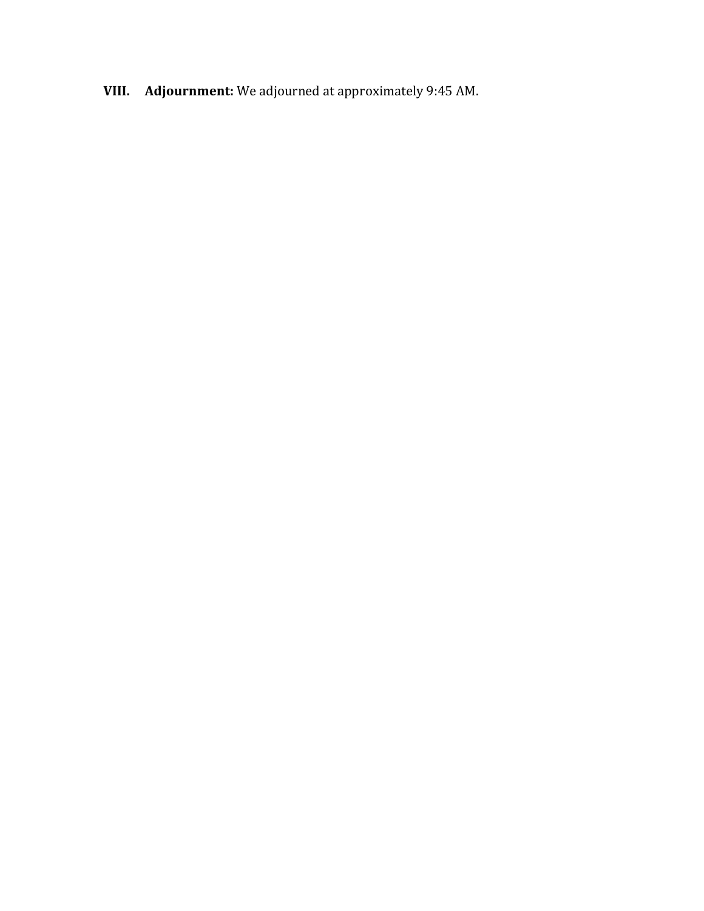**VIII. Adjournment:** We adjourned at approximately 9:45 AM.